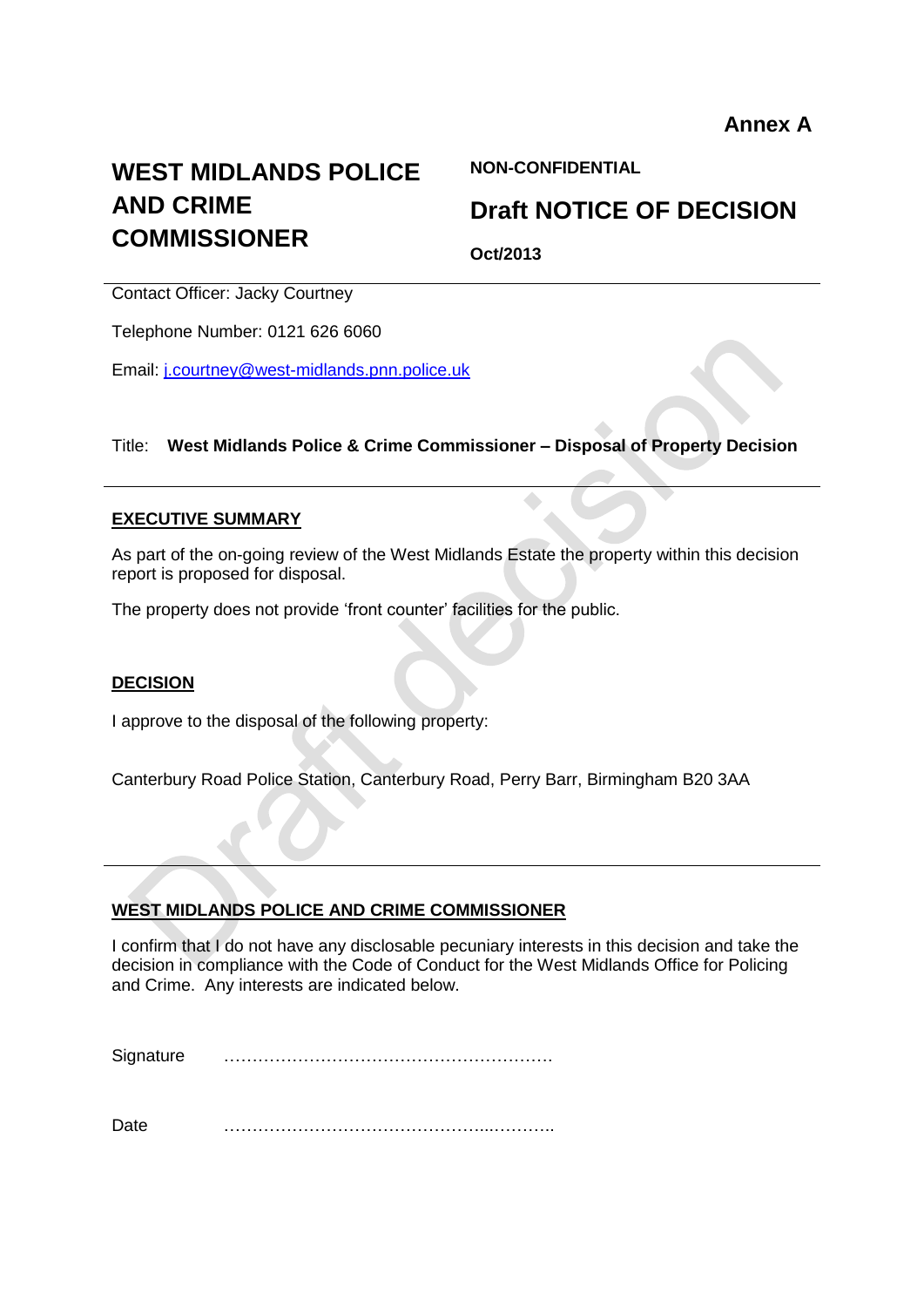**Annex A**

# WEST MIDLANDS POLICE AND CRIME COMMISSIONER

**NON-CONFIDENTIAL**

## Draft NOTICE OF DECISION

**Oct/2013**

---

Contact Officer: Jacky Courtney

Telephone Number: 0121 626 6060

Email: j.courtney@west-midlands.pnn.police.uk

Title: **West Midlands Police & Crime Commissioner – Disposal of Property Decision**

---

**EXECUTIVE SUMMARY**

As part of the on-going review of the West Midlands Estate the property within this decision report is proposed for disposal.

The property does not provide 'front counter' facilities for the public.

**DECISION**

I approve to the disposal of the following property:

Canterbury Road Police Station, Canterbury Road, Perry Barr, Birmingham B20 3AA

---

**WEST MIDLANDS POLICE AND CRIME COMMISSIONER**

I confirm that I do not have any disclosable pecuniary interests in this decision and take the decision in compliance with the Code of Conduct for the West Midlands Office for Policing and Crime. Any interests are indicated below.

Signature …………………………………………………

Date ……………………………………...………..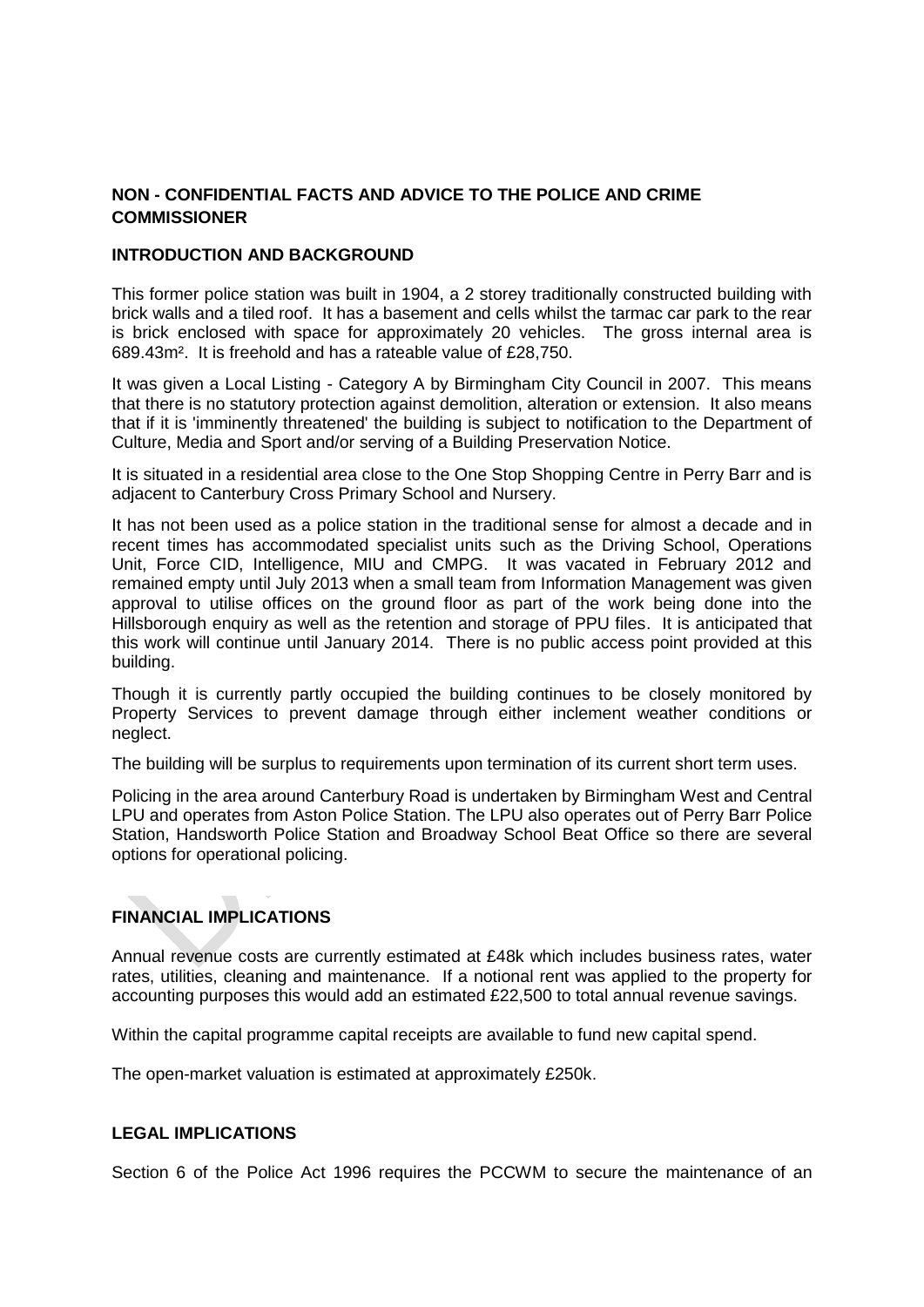## NON - CONFIDENTIAL FACTS AND ADVICE TO THE POLICE AND CRIME COMMISSIONER

### INTRODUCTION AND BACKGROUND

This former police station was built in 1904, a 2 storey traditionally constructed building with brick walls and a tiled roof. It has a basement and cells whilst the tarmac car park to the rear is brick enclosed with space for approximately 20 vehicles. The gross internal area is 689.43m². It is freehold and has a rateable value of £28,750.

It was given a Local Listing - Category A by Birmingham City Council in 2007. This means that there is no statutory protection against demolition, alteration or extension. It also means that if it is 'imminently threatened' the building is subject to notification to the Department of Culture, Media and Sport and/or serving of a Building Preservation Notice.

It is situated in a residential area close to the One Stop Shopping Centre in Perry Barr and is adjacent to Canterbury Cross Primary School and Nursery.

It has not been used as a police station in the traditional sense for almost a decade and in recent times has accommodated specialist units such as the Driving School, Operations Unit, Force CID, Intelligence, MIU and CMPG. It was vacated in February 2012 and remained empty until July 2013 when a small team from Information Management was given approval to utilise offices on the ground floor as part of the work being done into the Hillsborough enquiry as well as the retention and storage of PPU files. It is anticipated that this work will continue until January 2014. There is no public access point provided at this building.

Though it is currently partly occupied the building continues to be closely monitored by Property Services to prevent damage through either inclement weather conditions or neglect.

The building will be surplus to requirements upon termination of its current short term uses.

Policing in the area around Canterbury Road is undertaken by Birmingham West and Central LPU and operates from Aston Police Station. The LPU also operates out of Perry Barr Police Station, Handsworth Police Station and Broadway School Beat Office so there are several options for operational policing.

### FINANCIAL IMPLICATIONS

Annual revenue costs are currently estimated at £48k which includes business rates, water rates, utilities, cleaning and maintenance. If a notional rent was applied to the property for accounting purposes this would add an estimated £22,500 to total annual revenue savings.

Within the capital programme capital receipts are available to fund new capital spend.

The open-market valuation is estimated at approximately £250k.

### LEGAL IMPLICATIONS

Section 6 of the Police Act 1996 requires the PCCWM to secure the maintenance of an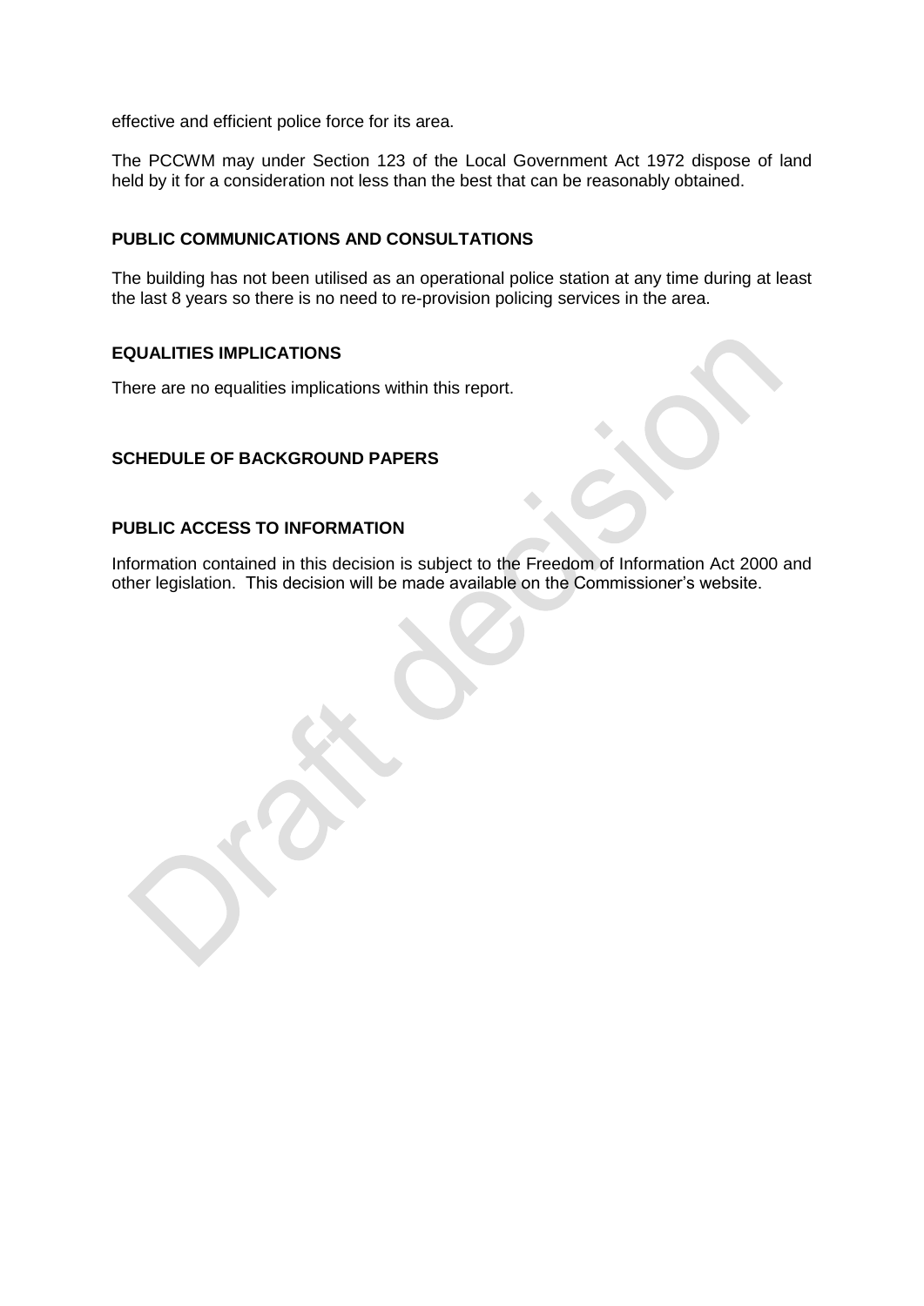effective and efficient police force for its area.

The PCCWM may under Section 123 of the Local Government Act 1972 dispose of land held by it for a consideration not less than the best that can be reasonably obtained.

**PUBLIC COMMUNICATIONS AND CONSULTATIONS**

The building has not been utilised as an operational police station at any time during at least the last 8 years so there is no need to re-provision policing services in the area.

**EQUALITIES IMPLICATIONS**

There are no equalities implications within this report.

**SCHEDULE OF BACKGROUND PAPERS**

**PUBLIC ACCESS TO INFORMATION**

Information contained in this decision is subject to the Freedom of Information Act 2000 and other legislation. This decision will be made available on the Commissioner's website.

Draft decision